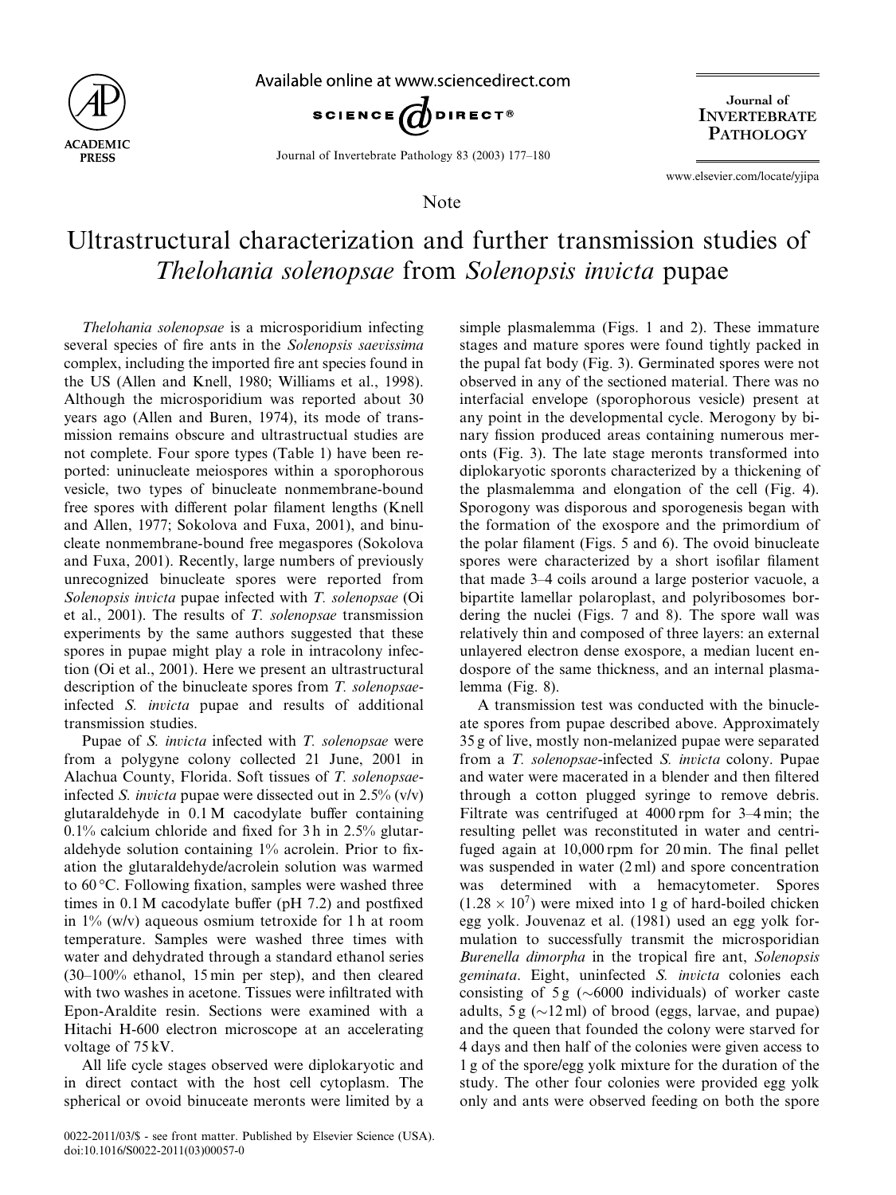Note

# Ultrastructural characterization and further transmission studies of *Thelohania solenopsae* from *Solenopsis invicta* pupae

*Thelohania solenopsae* is a microsporidium infecting several species of fire ants in the *Solenopsis saevissima* complex, including the imported fire ant species found in the US (Allen and Knell, 1980; Williams et al., 1998). Although the microsporidium was reported about 30 years ago (Allen and Buren, 1974), its mode of transmission remains obscure and ultrastructual studies are not complete. Four spore types (Table 1) have been reported: uninucleate meiospores within a sporophorous vesicle, two types of binucleate nonmembrane-bound free spores with different polar filament lengths (Knell and Allen, 1977; Sokolova and Fuxa, 2001), and binucleate nonmembrane-bound free megaspores (Sokolova and Fuxa, 2001). Recently, large numbers of previously unrecognized binucleate spores were reported from *Solenopsis invicta* pupae infected with *T. solenopsae* (Oi et al., 2001). The results of *T. solenopsae* transmission experiments by the same authors suggested that these spores in pupae might play a role in intracolony infection (Oi et al., 2001). Here we present an ultrastructural description of the binucleate spores from *T. solenopsae*-infected *S. invicta* pupae and results of additional transmission studies.

Pupae of *S. invicta* infected with *T. solenopsae* were from a polygyne colony collected 21 June, 2001 in Alachua County, Florida. Soft tissues of *T. solenopsae*-infected *S. invicta* pupae were dissected out in 2.5% (v/v) glutaraldehyde in 0.1 M cacodylate buffer containing 0.1% calcium chloride and fixed for 3 h in 2.5% glutaraldehyde solution containing 1% acrolein. Prior to fixation the glutaraldehyde/acrolein solution was warmed to 60 °C. Following fixation, samples were washed three times in 0.1 M cacodylate buffer (pH 7.2) and postfixed in 1% (w/v) aqueous osmium tetroxide for 1 h at room temperature. Samples were washed three times with water and dehydrated through a standard ethanol series (30–100% ethanol, 15 min per step), and then cleared with two washes in acetone. Tissues were infiltrated with Epon-Araldite resin. Sections were examined with a Hitachi H-600 electron microscope at an accelerating voltage of 75 kV.

All life cycle stages observed were diplokaryotic and in direct contact with the host cell cytoplasm. The spherical or ovoid binuceate meronts were limited by a simple plasmalemma (Figs. 1 and 2). These immature stages and mature spores were found tightly packed in the pupal fat body (Fig. 3). Germinated spores were not observed in any of the sectioned material. There was no interfacial envelope (sporophorous vesicle) present at any point in the developmental cycle. Merogony by binary fission produced areas containing numerous meronts (Fig. 3). The late stage meronts transformed into diplokaryotic sporonts characterized by a thickening of the plasmalemma and elongation of the cell (Fig. 4). Sporogony was disporous and sporogenesis began with the formation of the exospore and the primordium of the polar filament (Figs. 5 and 6). The ovoid binucleate spores were characterized by a short isofilar filament that made 3–4 coils around a large posterior vacuole, a bipartite lamellar polaroplast, and polyribosomes bordering the nuclei (Figs. 7 and 8). The spore wall was relatively thin and composed of three layers: an external unlayered electron dense exospore, a median lucent endospore of the same thickness, and an internal plasmalemma (Fig. 8).

A transmission test was conducted with the binucleate spores from pupae described above. Approximately 35 g of live, mostly non-melanized pupae were separated from a *T. solenopsae*-infected *S. invicta* colony. Pupae and water were macerated in a blender and then filtered through a cotton plugged syringe to remove debris. Filtrate was centrifuged at 4000 rpm for 3–4 min; the resulting pellet was reconstituted in water and centrifuged again at 10,000 rpm for 20 min. The final pellet was suspended in water (2 ml) and spore concentration was determined with a hemacytometer. Spores ($1.28 \times 10^7$) were mixed into 1 g of hard-boiled chicken egg yolk. Jouvenaz et al. (1981) used an egg yolk formulation to successfully transmit the microsporidian *Burenella dimorpha* in the tropical fire ant, *Solenopsis geminata*. Eight, uninfected *S. invicta* colonies each consisting of 5 g (~6000 individuals) of worker caste adults, 5 g (~12 ml) of brood (eggs, larvae, and pupae) and the queen that founded the colony were starved for 4 days and then half of the colonies were given access to 1 g of the spore/egg yolk mixture for the duration of the study. The other four colonies were provided egg yolk only and ants were observed feeding on both the spore

0022-2011/03/$ - see front matter. Published by Elsevier Science (USA).
doi:10.1016/S0022-2011(03)00057-0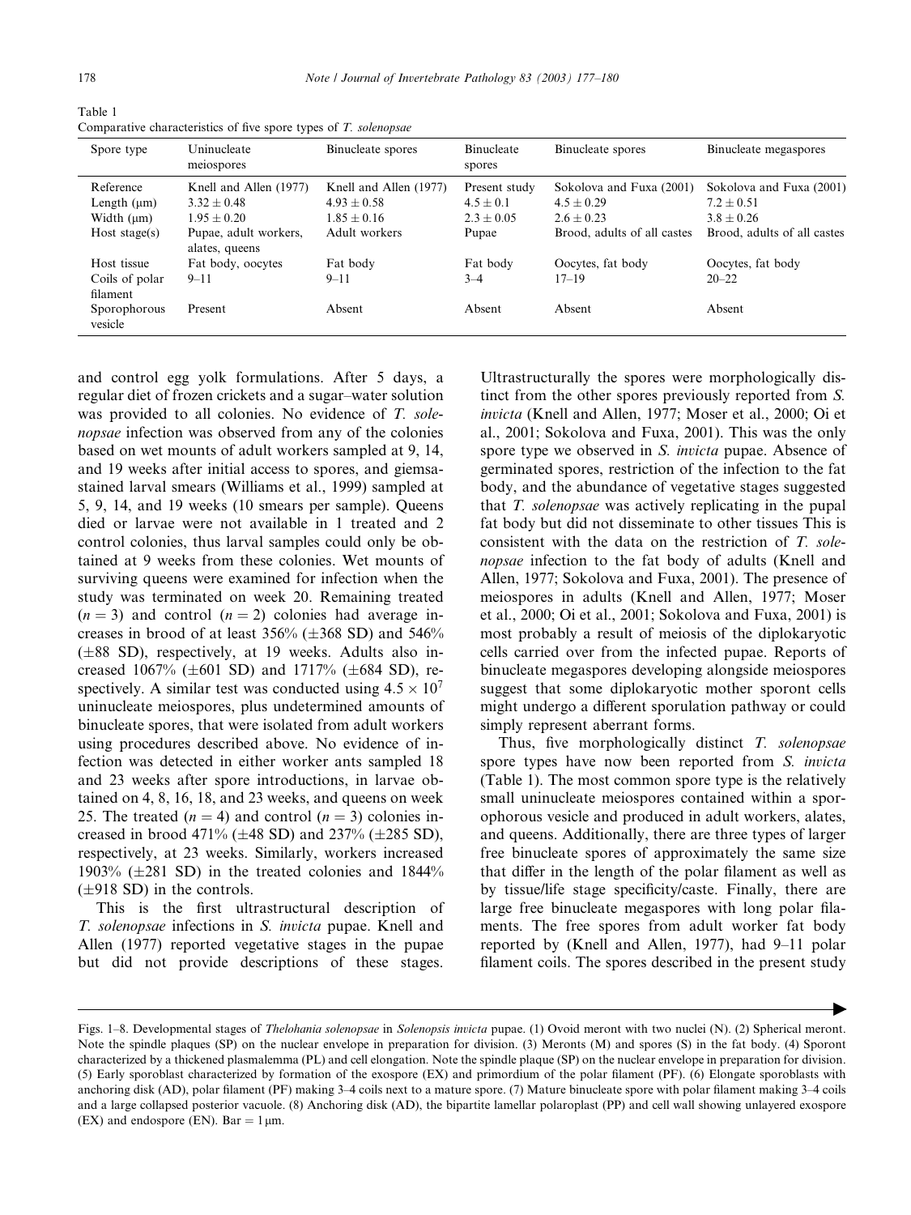Table 1
Comparative characteristics of five spore types of *T. solenopsae*

| Spore type | Uninucleate meiospores | Binucleate spores | Binucleate spores | Binucleate spores | Binucleate megaspores |
|---|---|---|---|---|---|
| Reference | Knell and Allen (1977) | Knell and Allen (1977) | Present study | Sokolova and Fuxa (2001) | Sokolova and Fuxa (2001) |
| Length (μm) | $3.32 \pm 0.48$ | $4.93 \pm 0.58$ | $4.5 \pm 0.1$ | $4.5 \pm 0.29$ | $7.2 \pm 0.51$ |
| Width (μm) | $1.95 \pm 0.20$ | $1.85 \pm 0.16$ | $2.3 \pm 0.05$ | $2.6 \pm 0.23$ | $3.8 \pm 0.26$ |
| Host stage(s) | Pupae, adult workers, alates, queens | Adult workers | Pupae | Brood, adults of all castes | Brood, adults of all castes |
| Host tissue | Fat body, oocytes | Fat body | Fat body | Oocytes, fat body | Oocytes, fat body |
| Coils of polar filament | 9–11 | 9–11 | 3–4 | 17–19 | 20–22 |
| Sporophorous vesicle | Present | Absent | Absent | Absent | Absent |

and control egg yolk formulations. After 5 days, a regular diet of frozen crickets and a sugar–water solution was provided to all colonies. No evidence of *T. solenopsae* infection was observed from any of the colonies based on wet mounts of adult workers sampled at 9, 14, and 19 weeks after initial access to spores, and giemsa-stained larval smears (Williams et al., 1999) sampled at 5, 9, 14, and 19 weeks (10 smears per sample). Queens died or larvae were not available in 1 treated and 2 control colonies, thus larval samples could only be obtained at 9 weeks from these colonies. Wet mounts of surviving queens were examined for infection when the study was terminated on week 20. Remaining treated ($n = 3$) and control ($n = 2$) colonies had average increases in brood of at least 356% (±368 SD) and 546% (±88 SD), respectively, at 19 weeks. Adults also increased 1067% (±601 SD) and 1717% (±684 SD), respectively. A similar test was conducted using $4.5 \times 10^7$ uninucleate meiospores, plus undetermined amounts of binucleate spores, that were isolated from adult workers using procedures described above. No evidence of infection was detected in either worker ants sampled 18 and 23 weeks after spore introductions, in larvae obtained on 4, 8, 16, 18, and 23 weeks, and queens on week 25. The treated ($n = 4$) and control ($n = 3$) colonies increased in brood 471% (±48 SD) and 237% (±285 SD), respectively, at 23 weeks. Similarly, workers increased 1903% (±281 SD) in the treated colonies and 1844% (±918 SD) in the controls.

This is the first ultrastructural description of *T. solenopsae* infections in *S. invicta* pupae. Knell and Allen (1977) reported vegetative stages in the pupae but did not provide descriptions of these stages. Ultrastructurally the spores were morphologically distinct from the other spores previously reported from *S. invicta* (Knell and Allen, 1977; Moser et al., 2000; Oi et al., 2001; Sokolova and Fuxa, 2001). This was the only spore type we observed in *S. invicta* pupae. Absence of germinated spores, restriction of the infection to the fat body, and the abundance of actively vegetative stages suggested that *T. solenopsae* was actively replicating in the pupal fat body but did not disseminate to other tissues This is consistent with the data on the restriction of *T. solenopsae* infection to the fat body of adults (Knell and Allen, 1977; Sokolova and Fuxa, 2001). The presence of meiospores in adults (Knell and Allen, 1977; Moser et al., 2000; Oi et al., 2001; Sokolova and Fuxa, 2001) is most probably a result of meiosis of the diplokaryotic cells carried over from the infected pupae. Reports of binucleate megaspores developing alongside meiospores suggest that some diplokaryotic mother sporont cells might undergo a different sporulation pathway or could simply represent aberrant forms.

Thus, five morphologically distinct *T. solenopsae* spore types have now been reported from *S. invicta* (Table 1). The most common spore type is the relatively small uninucleate meiospores contained within a sporophorous vesicle and produced in adult workers, alates, and queens. Additionally, there are three types of larger free binucleate spores of approximately the same size that differ in the length of the polar filament as well as by tissue/life stage specificity/caste. Finally, there are large free binucleate megaspores with long polar filaments. The free spores from adult worker fat body reported by (Knell and Allen, 1977), had 9–11 polar filament coils. The spores described in the present study

Figs. 1–8. Developmental stages of *Thelohania solenopsae* in *Solenopsis invicta* pupae. (1) Ovoid meront with two nuclei (N). (2) Spherical meront. Note the spindle plaques (SP) on the nuclear envelope in preparation for division. (3) Meronts (M) and spores (S) in the fat body. (4) Sporont characterized by a thickened plasmalemma (PL) and cell elongation. Note the spindle plaque (SP) on the nuclear envelope in preparation for division. (5) Early sporoblast characterized by formation of the exospore (EX) and primordium of the polar filament (PF). (6) Elongate sporoblasts with anchoring disk (AD), polar filament (PF) making 3–4 coils next to a mature spore. (7) Mature binucleate spore with polar filament making 3–4 coils and a large collapsed posterior vacuole. (8) Anchoring disk (AD), the bipartite lamellar polaroplast (PP) and cell wall showing unlayered exospore (EX) and endospore (EN). Bar = 1 μm.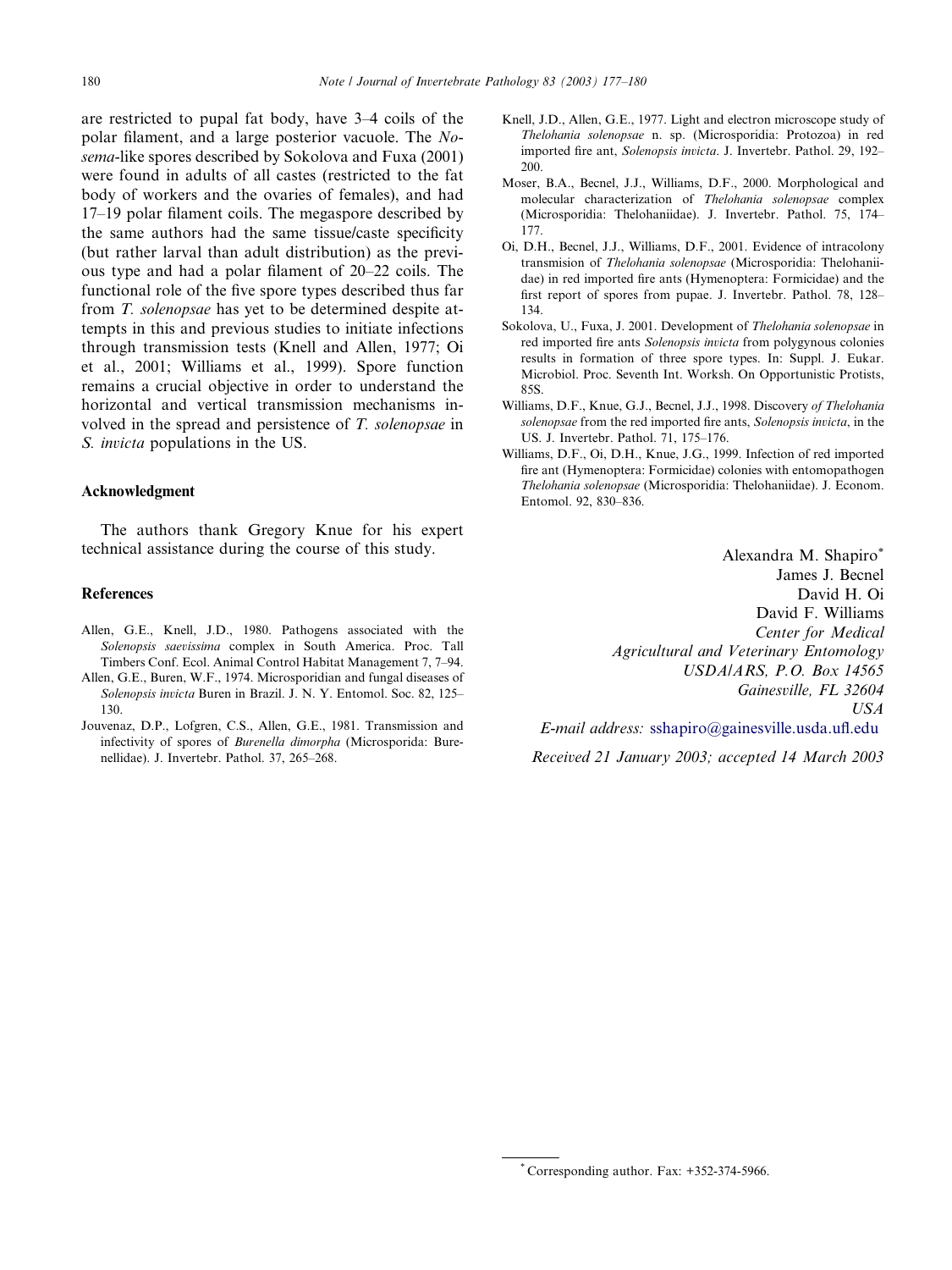are restricted to pupal fat body, have 3–4 coils of the polar filament, and a large posterior vacuole. The *Nosema*-like spores described by Sokolova and Fuxa (2001) were found in adults of all castes (restricted to the fat body of workers and the ovaries of females), and had 17–19 polar filament coils. The megaspore described by the same authors had the same tissue/caste specificity (but rather larval than adult distribution) as the previous type and had a polar filament of 20–22 coils. The functional role of the five spore types described thus far from *T. solenopsae* has yet to be determined despite attempts in this and previous studies to initiate infections through transmission tests (Knell and Allen, 1977; Oi et al., 2001; Williams et al., 1999). Spore function remains a crucial objective in order to understand the horizontal and vertical transmission mechanisms involved in the spread and persistence of *T. solenopsae* in *S. invicta* populations in the US.

## Acknowledgment

The authors thank Gregory Knue for his expert technical assistance during the course of this study.

## References

Allen, G.E., Knell, J.D., 1980. Pathogens associated with the *Solenopsis saevissima* complex in South America. Proc. Tall Timbers Conf. Ecol. Animal Control Habitat Management 7, 7–94.

Allen, G.E., Buren, W.F., 1974. Microsporidian and fungal diseases of *Solenopsis invicta* Buren in Brazil. J. N. Y. Entomol. Soc. 82, 125–130.

Jouvenaz, D.P., Lofgren, C.S., Allen, G.E., 1981. Transmission and infectivity of spores of *Burenella dimorpha* (Microsporida: Burenellidae). J. Invertebr. Pathol. 37, 265–268.

Knell, J.D., Allen, G.E., 1977. Light and electron microscope study of *Thelohania solenopsae* n. sp. (Microsporidia: Protozoa) in red imported fire ant, *Solenopsis invicta*. J. Invertebr. Pathol. 29, 192–200.

Moser, B.A., Becnel, J.J., Williams, D.F., 2000. Morphological and molecular characterization of *Thelohania solenopsae* complex (Microsporidia: Thelohaniidae). J. Invertebr. Pathol. 75, 174–177.

Oi, D.H., Becnel, J.J., Williams, D.F., 2001. Evidence of intracolony transmision of *Thelohania solenopsae* (Microsporidia: Thelohaniidae) in red imported fire ants (Hymenoptera: Formicidae) and the first report of spores from pupae. J. Invertebr. Pathol. 78, 128–134.

Sokolova, U., Fuxa, J. 2001. Development of *Thelohania solenopsae* in red imported fire ants *Solenopsis invicta* from polygynous colonies results in formation of three spore types. In: Suppl. J. Eukar. Microbiol. Proc. Seventh Int. Worksh. On Opportunistic Protists, 85S.

Williams, D.F., Knue, G.J., Becnel, J.J., 1998. Discovery *of Thelohania solenopsae* from the red imported fire ants, *Solenopsis invicta*, in the US. J. Invertebr. Pathol. 71, 175–176.

Williams, D.F., Oi, D.H., Knue, J.G., 1999. Infection of red imported fire ant (Hymenoptera: Formicidae) colonies with entomopathogen *Thelohania solenopsae* (Microsporidia: Thelohaniidae). J. Econom. Entomol. 92, 830–836.

Alexandra M. Shapiro*
James J. Becnel
David H. Oi
David F. Williams
*Center for Medical Agricultural and Veterinary Entomology*
*USDA/ARS, P.O. Box 14565*
*Gainesville, FL 32604*
*USA*
*E-mail address:* sshapiro@gainesville.usda.ufl.edu

*Received 21 January 2003; accepted 14 March 2003*

* Corresponding author. Fax: +352-374-5966.